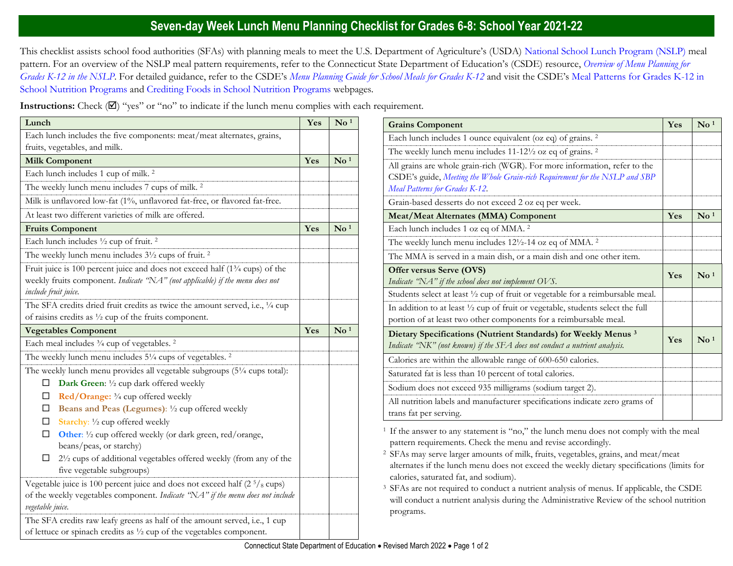# Seven-day Week Lunch Menu Planning Checklist for Grades 6-8: School Year 2021-22

This checklist assists school food authorities (SFAs) with planning meals to meet the U.S. Department of Agriculture's (USDA) National School Lunch Program (NSLP) meal pattern. For an overview of the NSLP meal pattern requirements, refer to the Connecticut State Department of Education's (CSDE) resource, *Overview of Menu Planning for Grades K-12 in the NSLP*. For detailed guidance, refer to the CSDE's *Menu Planning Guide for School Meals for Grades K-12* and visit the CSDE's Meal Patterns for Grades K-12 in School Nutrition Programs and Crediting Foods in School Nutrition Programs webpages.

**Instructions:** Check (☑) "yes" or "no" to indicate if the lunch menu complies with each requirement.

| **Lunch** | **Yes** | **No [1]** |
|---|---|---|
| Each lunch includes the five components: meat/meat alternates, grains, fruits, vegetables, and milk. | | |
| **Milk Component** | **Yes** | **No [1]** |
| Each lunch includes 1 cup of milk. [2] | | |
| The weekly lunch menu includes 7 cups of milk. [2] | | |
| Milk is unflavored low-fat (1%, unflavored fat-free, or flavored fat-free. | | |
| At least two different varieties of milk are offered. | | |
| **Fruits Component** | **Yes** | **No [1]** |
| Each lunch includes ½ cup of fruit. [2] | | |
| The weekly lunch menu includes 3½ cups of fruit. [2] | | |
| Fruit juice is 100 percent juice and does not exceed half (1¾ cups) of the weekly fruits component. *Indicate "NA" (not applicable) if the menu does not include fruit juice.* | | |
| The SFA credits dried fruit credits as twice the amount served, i.e., ¼ cup of raisins credits as ½ cup of the fruits component. | | |
| **Vegetables Component** | **Yes** | **No [1]** |
| Each meal includes ¾ cup of vegetables. [2] | | |
| The weekly lunch menu includes 5¼ cups of vegetables. [2] | | |
| The weekly lunch menu provides all vegetable subgroups (5¼ cups total):<br>☐ **Dark Green**: ½ cup dark offered weekly<br>☐ **Red/Orange:** ¾ cup offered weekly<br>☐ **Beans and Peas (Legumes)**: ½ cup offered weekly<br>☐ **Starchy**: ½ cup offered weekly<br>☐ **Other**: ½ cup offered weekly (or dark green, red/orange, beans/peas, or starchy)<br>☐ 2½ cups of additional vegetables offered weekly (from any of the five vegetable subgroups) | | |
| Vegetable juice is 100 percent juice and does not exceed half (2 ⅝ cups) of the weekly vegetables component. *Indicate "NA" if the menu does not include vegetable juice.* | | |
| The SFA credits raw leafy greens as half of the amount served, i.e., 1 cup of lettuce or spinach credits as ½ cup of the vegetables component. | | |

| **Grains Component** | **Yes** | **No [1]** |
|---|---|---|
| Each lunch includes 1 ounce equivalent (oz eq) of grains. [2] | | |
| The weekly lunch menu includes 11-12½ oz eq of grains. [2] | | |
| All grains are whole grain-rich (WGR). For more information, refer to the CSDE's guide, *Meeting the Whole Grain-rich Requirement for the NSLP and SBP Meal Patterns for Grades K-12*. | | |
| Grain-based desserts do not exceed 2 oz eq per week. | | |
| **Meat/Meat Alternates (MMA) Component** | **Yes** | **No [1]** |
| Each lunch includes 1 oz eq of MMA. [2] | | |
| The weekly lunch menu includes 12½-14 oz eq of MMA. [2] | | |
| The MMA is served in a main dish, or a main dish and one other item. | | |
| **Offer versus Serve (OVS)**<br>*Indicate "NA" if the school does not implement OVS.* | **Yes** | **No [1]** |
| Students select at least ½ cup of fruit or vegetable for a reimbursable meal. | | |
| In addition to at least ½ cup of fruit or vegetable, students select the full portion of at least two other components for a reimbursable meal. | | |
| **Dietary Specifications (Nutrient Standards) for Weekly Menus [3]**<br>*Indicate "NK" (not known) if the SFA does not conduct a nutrient analysis.* | **Yes** | **No [1]** |
| Calories are within the allowable range of 600-650 calories. | | |
| Saturated fat is less than 10 percent of total calories. | | |
| Sodium does not exceed 935 milligrams (sodium target 2). | | |
| All nutrition labels and manufacturer specifications indicate zero grams of trans fat per serving. | | |

[1] If the answer to any statement is "no," the lunch menu does not comply with the meal pattern requirements. Check the menu and revise accordingly.

[2] SFAs may serve larger amounts of milk, fruits, vegetables, grains, and meat/meat alternates if the lunch menu does not exceed the weekly dietary specifications (limits for calories, saturated fat, and sodium).

[3] SFAs are not required to conduct a nutrient analysis of menus. If applicable, the CSDE will conduct a nutrient analysis during the Administrative Review of the school nutrition programs.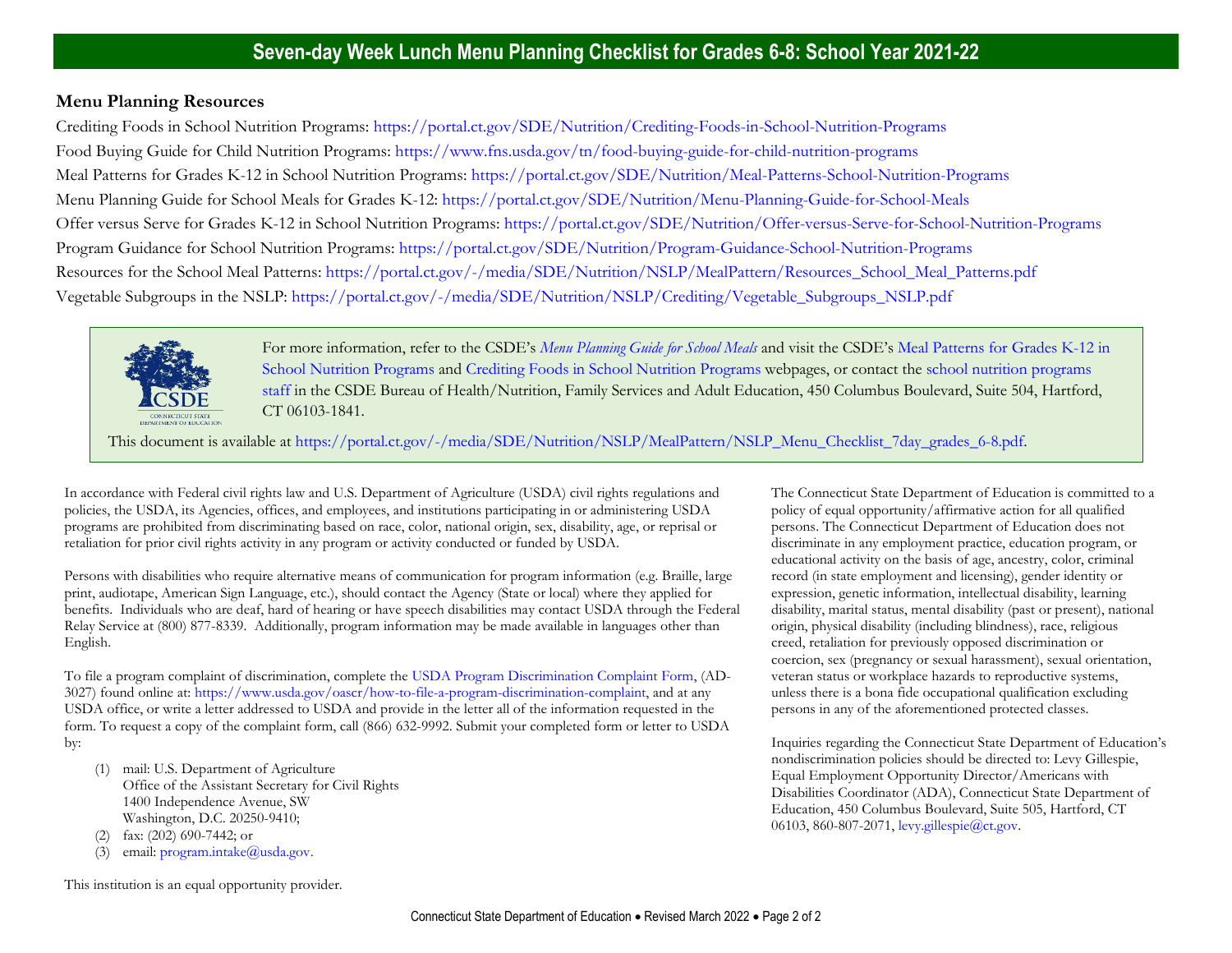# Seven-day Week Lunch Menu Planning Checklist for Grades 6-8: School Year 2021-22

## Menu Planning Resources

Crediting Foods in School Nutrition Programs: https://portal.ct.gov/SDE/Nutrition/Crediting-Foods-in-School-Nutrition-Programs

Food Buying Guide for Child Nutrition Programs: https://www.fns.usda.gov/tn/food-buying-guide-for-child-nutrition-programs

Meal Patterns for Grades K-12 in School Nutrition Programs: https://portal.ct.gov/SDE/Nutrition/Meal-Patterns-School-Nutrition-Programs

Menu Planning Guide for School Meals for Grades K-12: https://portal.ct.gov/SDE/Nutrition/Menu-Planning-Guide-for-School-Meals

Offer versus Serve for Grades K-12 in School Nutrition Programs: https://portal.ct.gov/SDE/Nutrition/Offer-versus-Serve-for-School-Nutrition-Programs

Program Guidance for School Nutrition Programs: https://portal.ct.gov/SDE/Nutrition/Program-Guidance-School-Nutrition-Programs

Resources for the School Meal Patterns: https://portal.ct.gov/-/media/SDE/Nutrition/NSLP/MealPattern/Resources_School_Meal_Patterns.pdf

Vegetable Subgroups in the NSLP: https://portal.ct.gov/-/media/SDE/Nutrition/NSLP/Crediting/Vegetable_Subgroups_NSLP.pdf

For more information, refer to the CSDE's *Menu Planning Guide for School Meals* and visit the CSDE's Meal Patterns for Grades K-12 in School Nutrition Programs and Crediting Foods in School Nutrition Programs webpages, or contact the school nutrition programs staff in the CSDE Bureau of Health/Nutrition, Family Services and Adult Education, 450 Columbus Boulevard, Suite 504, Hartford, CT 06103-1841.

This document is available at https://portal.ct.gov/-/media/SDE/Nutrition/NSLP/MealPattern/NSLP_Menu_Checklist_7day_grades_6-8.pdf.

In accordance with Federal civil rights law and U.S. Department of Agriculture (USDA) civil rights regulations and policies, the USDA, its Agencies, offices, and employees, and institutions participating in or administering USDA programs are prohibited from discriminating based on race, color, national origin, sex, disability, age, or reprisal or retaliation for prior civil rights activity in any program or activity conducted or funded by USDA.

Persons with disabilities who require alternative means of communication for program information (e.g. Braille, large print, audiotape, American Sign Language, etc.), should contact the Agency (State or local) where they applied for benefits. Individuals who are deaf, hard of hearing or have speech disabilities may contact USDA through the Federal Relay Service at (800) 877-8339. Additionally, program information may be made available in languages other than English.

To file a program complaint of discrimination, complete the USDA Program Discrimination Complaint Form, (AD-3027) found online at: https://www.usda.gov/oascr/how-to-file-a-program-discrimination-complaint, and at any USDA office, or write a letter addressed to USDA and provide in the letter all of the information requested in the form. To request a copy of the complaint form, call (866) 632-9992. Submit your completed form or letter to USDA by:

(1) mail: U.S. Department of Agriculture
Office of the Assistant Secretary for Civil Rights
1400 Independence Avenue, SW
Washington, D.C. 20250-9410;

(2) fax: (202) 690-7442; or

(3) email: program.intake@usda.gov.

This institution is an equal opportunity provider.

The Connecticut State Department of Education is committed to a policy of equal opportunity/affirmative action for all qualified persons. The Connecticut Department of Education does not discriminate in any employment practice, education program, or educational activity on the basis of age, ancestry, color, criminal record (in state employment and licensing), gender identity or expression, genetic information, intellectual disability, learning disability, marital status, mental disability (past or present), national origin, physical disability (including blindness), race, religious creed, retaliation for previously opposed discrimination or coercion, sex (pregnancy or sexual harassment), sexual orientation, veteran status or workplace hazards to reproductive systems, unless there is a bona fide occupational qualification excluding persons in any of the aforementioned protected classes.

Inquiries regarding the Connecticut State Department of Education's nondiscrimination policies should be directed to: Levy Gillespie, Equal Employment Opportunity Director/Americans with Disabilities Coordinator (ADA), Connecticut State Department of Education, 450 Columbus Boulevard, Suite 505, Hartford, CT 06103, 860-807-2071, levy.gillespie@ct.gov.